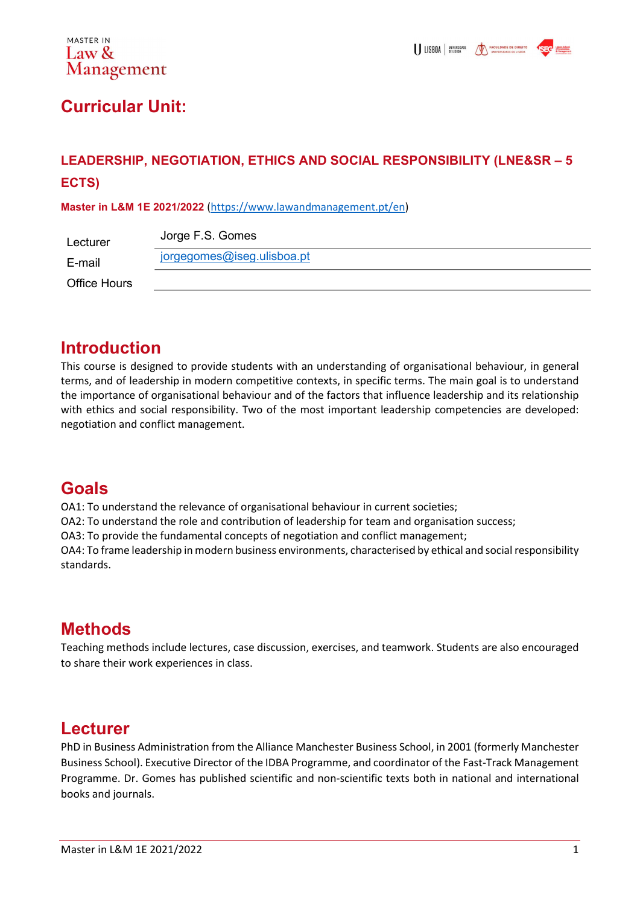MASTER IN
Law &
Management

# Curricular Unit:

## LEADERSHIP, NEGOTIATION, ETHICS AND SOCIAL RESPONSIBILITY (LNE&SR – 5 ECTS)

**Master in L&M 1E 2021/2022** (https://www.lawandmanagement.pt/en)

| | |
|---|---|
| Lecturer | Jorge F.S. Gomes |
| E-mail | jorgegomes@iseg.ulisboa.pt |
| Office Hours | |

## Introduction

This course is designed to provide students with an understanding of organisational behaviour, in general terms, and of leadership in modern competitive contexts, in specific terms. The main goal is to understand the importance of organisational behaviour and of the factors that influence leadership and its relationship with ethics and social responsibility. Two of the most important leadership competencies are developed: negotiation and conflict management.

## Goals

OA1: To understand the relevance of organisational behaviour in current societies;
OA2: To understand the role and contribution of leadership for team and organisation success;
OA3: To provide the fundamental concepts of negotiation and conflict management;
OA4: To frame leadership in modern business environments, characterised by ethical and social responsibility standards.

## Methods

Teaching methods include lectures, case discussion, exercises, and teamwork. Students are also encouraged to share their work experiences in class.

## Lecturer

PhD in Business Administration from the Alliance Manchester Business School, in 2001 (formerly Manchester Business School). Executive Director of the IDBA Programme, and coordinator of the Fast-Track Management Programme. Dr. Gomes has published scientific and non-scientific texts both in national and international books and journals.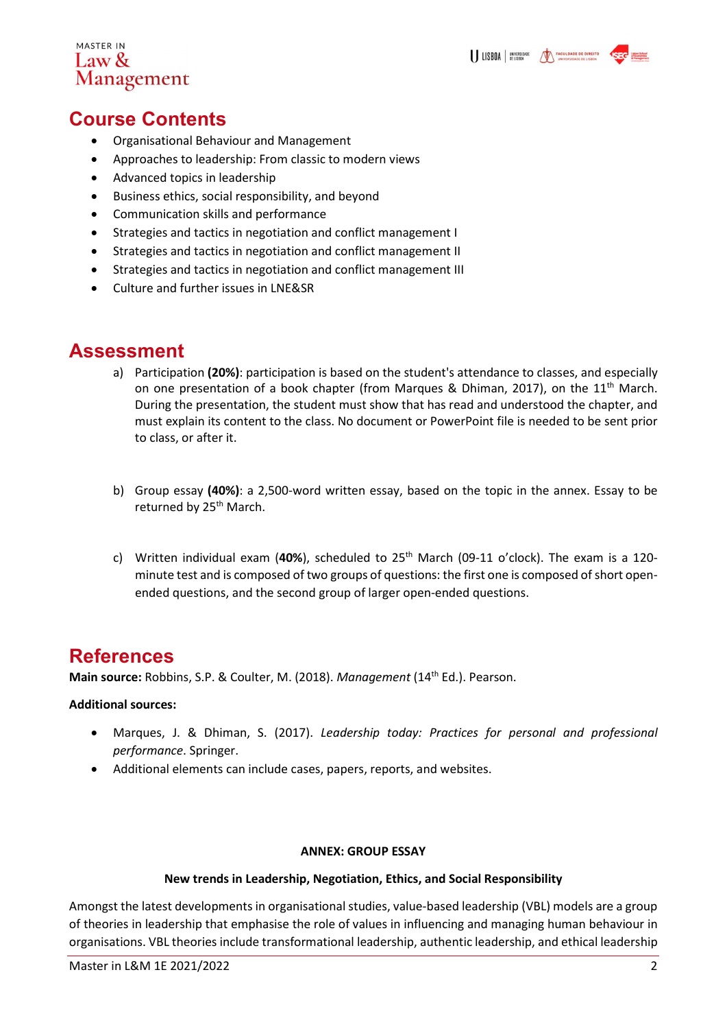## Course Contents

- Organisational Behaviour and Management
- Approaches to leadership: From classic to modern views
- Advanced topics in leadership
- Business ethics, social responsibility, and beyond
- Communication skills and performance
- Strategies and tactics in negotiation and conflict management I
- Strategies and tactics in negotiation and conflict management II
- Strategies and tactics in negotiation and conflict management III
- Culture and further issues in LNE&SR

## Assessment

a) Participation **(20%)**: participation is based on the student's attendance to classes, and especially on one presentation of a book chapter (from Marques & Dhiman, 2017), on the 11th March. During the presentation, the student must show that has read and understood the chapter, and must explain its content to the class. No document or PowerPoint file is needed to be sent prior to class, or after it.

b) Group essay **(40%)**: a 2,500-word written essay, based on the topic in the annex. Essay to be returned by 25th March.

c) Written individual exam (**40%**), scheduled to 25th March (09-11 o'clock). The exam is a 120-minute test and is composed of two groups of questions: the first one is composed of short open-ended questions, and the second group of larger open-ended questions.

## References

**Main source:** Robbins, S.P. & Coulter, M. (2018). *Management* (14th Ed.). Pearson.

**Additional sources:**

- Marques, J. & Dhiman, S. (2017). *Leadership today: Practices for personal and professional performance*. Springer.
- Additional elements can include cases, papers, reports, and websites.

**ANNEX: GROUP ESSAY**

**New trends in Leadership, Negotiation, Ethics, and Social Responsibility**

Amongst the latest developments in organisational studies, value-based leadership (VBL) models are a group of theories in leadership that emphasise the role of values in influencing and managing human behaviour in organisations. VBL theories include transformational leadership, authentic leadership, and ethical leadership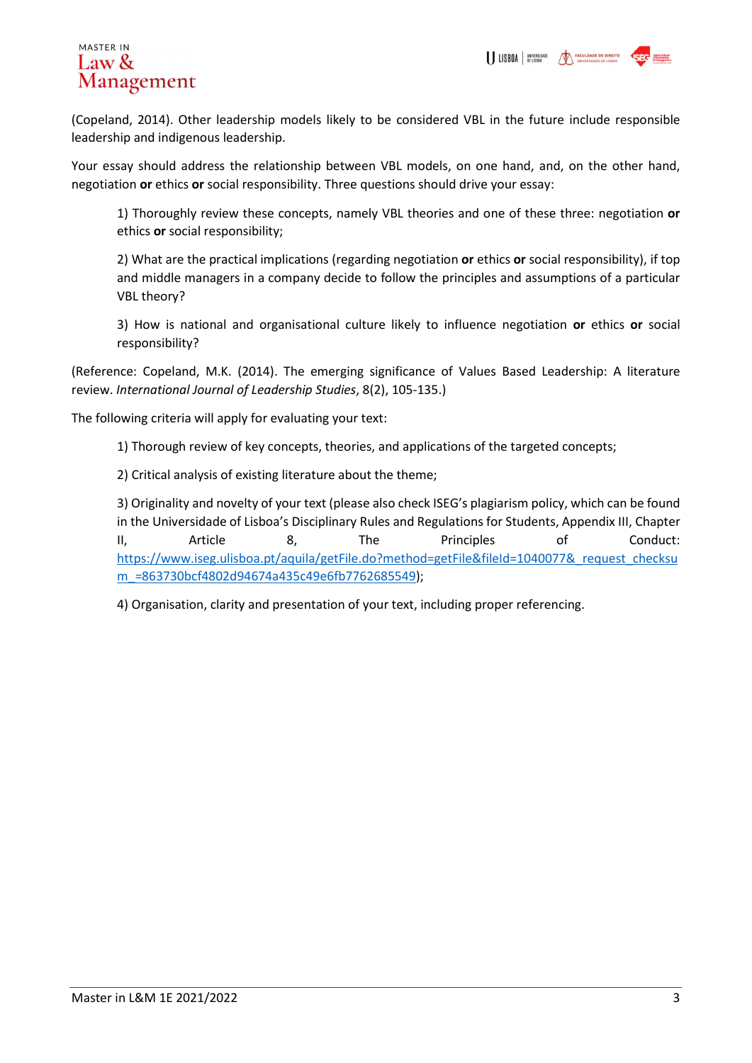(Copeland, 2014). Other leadership models likely to be considered VBL in the future include responsible leadership and indigenous leadership.

Your essay should address the relationship between VBL models, on one hand, and, on the other hand, negotiation **or** ethics **or** social responsibility. Three questions should drive your essay:

> 1) Thoroughly review these concepts, namely VBL theories and one of these three: negotiation **or** ethics **or** social responsibility;
>
> 2) What are the practical implications (regarding negotiation **or** ethics **or** social responsibility), if top and middle managers in a company decide to follow the principles and assumptions of a particular VBL theory?
>
> 3) How is national and organisational culture likely to influence negotiation **or** ethics **or** social responsibility?

(Reference: Copeland, M.K. (2014). The emerging significance of Values Based Leadership: A literature review. *International Journal of Leadership Studies*, 8(2), 105-135.)

The following criteria will apply for evaluating your text:

> 1) Thorough review of key concepts, theories, and applications of the targeted concepts;
>
> 2) Critical analysis of existing literature about the theme;
>
> 3) Originality and novelty of your text (please also check ISEG's plagiarism policy, which can be found in the Universidade de Lisboa's Disciplinary Rules and Regulations for Students, Appendix III, Chapter II, Article 8, The Principles of Conduct: [https://www.iseg.ulisboa.pt/aquila/getFile.do?method=getFile&fileId=1040077&_request_checksum_=863730bcf4802d94674a435c49e6fb7762685549](https://www.iseg.ulisboa.pt/aquila/getFile.do?method=getFile&fileId=1040077&_request_checksum_=863730bcf4802d94674a435c49e6fb7762685549));
>
> 4) Organisation, clarity and presentation of your text, including proper referencing.